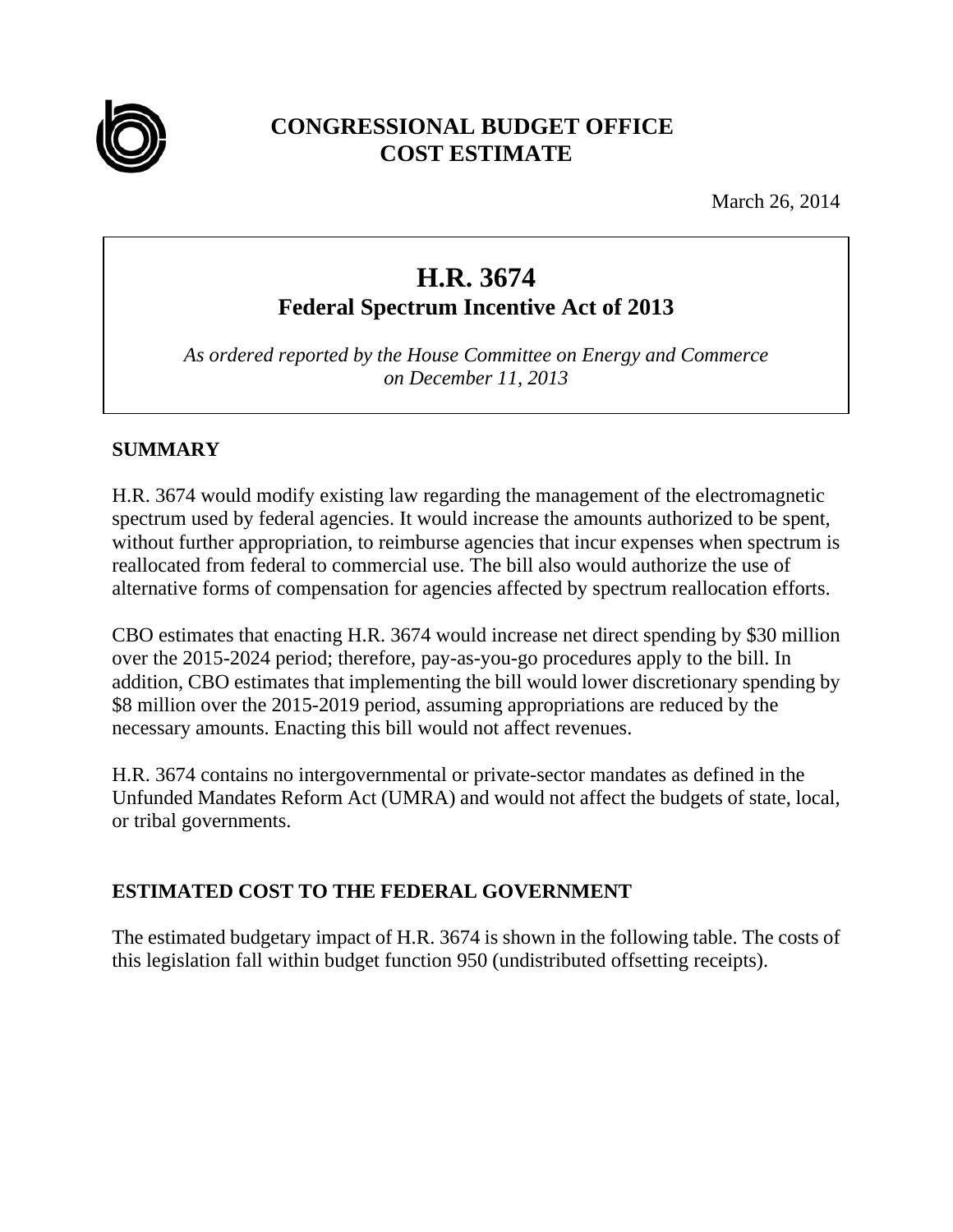# CONGRESSIONAL BUDGET OFFICE
# COST ESTIMATE

March 26, 2014

## H.R. 3674
### Federal Spectrum Incentive Act of 2013

*As ordered reported by the House Committee on Energy and Commerce on December 11, 2013*

## SUMMARY

H.R. 3674 would modify existing law regarding the management of the electromagnetic spectrum used by federal agencies. It would increase the amounts authorized to be spent, without further appropriation, to reimburse agencies that incur expenses when spectrum is reallocated from federal to commercial use. The bill also would authorize the use of alternative forms of compensation for agencies affected by spectrum reallocation efforts.

CBO estimates that enacting H.R. 3674 would increase net direct spending by $30 million over the 2015-2024 period; therefore, pay-as-you-go procedures apply to the bill. In addition, CBO estimates that implementing the bill would lower discretionary spending by $8 million over the 2015-2019 period, assuming appropriations are reduced by the necessary amounts. Enacting this bill would not affect revenues.

H.R. 3674 contains no intergovernmental or private-sector mandates as defined in the Unfunded Mandates Reform Act (UMRA) and would not affect the budgets of state, local, or tribal governments.

## ESTIMATED COST TO THE FEDERAL GOVERNMENT

The estimated budgetary impact of H.R. 3674 is shown in the following table. The costs of this legislation fall within budget function 950 (undistributed offsetting receipts).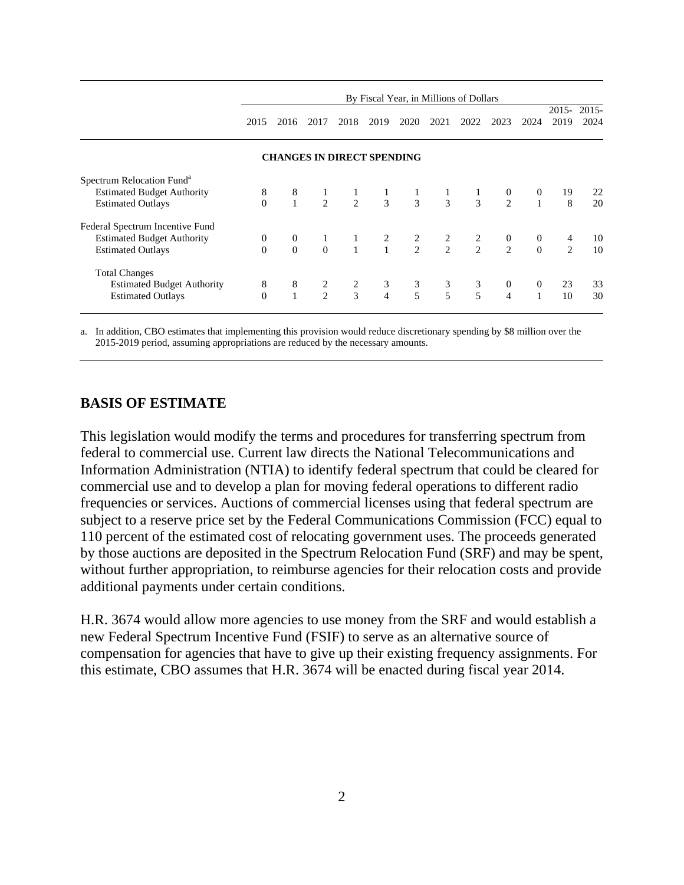| | By Fiscal Year, in Millions of Dollars | | | | | | | | | | | |
|---|---|---|---|---|---|---|---|---|---|---|---|---|
| | 2015 | 2016 | 2017 | 2018 | 2019 | 2020 | 2021 | 2022 | 2023 | 2024 | 2015-2019 | 2015-2024 |
| **CHANGES IN DIRECT SPENDING** | | | | | | | | | | | | |
| Spectrum Relocation Fund[a] | | | | | | | | | | | | |
| Estimated Budget Authority | 8 | 8 | 1 | 1 | 1 | 1 | 1 | 1 | 0 | 0 | 19 | 22 |
| Estimated Outlays | 0 | 1 | 2 | 2 | 3 | 3 | 3 | 3 | 2 | 1 | 8 | 20 |
| Federal Spectrum Incentive Fund | | | | | | | | | | | | |
| Estimated Budget Authority | 0 | 0 | 1 | 1 | 2 | 2 | 2 | 2 | 0 | 0 | 4 | 10 |
| Estimated Outlays | 0 | 0 | 0 | 1 | 1 | 2 | 2 | 2 | 2 | 0 | 2 | 10 |
| Total Changes | | | | | | | | | | | | |
| Estimated Budget Authority | 8 | 8 | 2 | 2 | 3 | 3 | 3 | 3 | 0 | 0 | 23 | 33 |
| Estimated Outlays | 0 | 1 | 2 | 3 | 4 | 5 | 5 | 5 | 4 | 1 | 10 | 30 |

a. In addition, CBO estimates that implementing this provision would reduce discretionary spending by $8 million over the 2015-2019 period, assuming appropriations are reduced by the necessary amounts.

## BASIS OF ESTIMATE

This legislation would modify the terms and procedures for transferring spectrum from federal to commercial use. Current law directs the National Telecommunications and Information Administration (NTIA) to identify federal spectrum that could be cleared for commercial use and to develop a plan for moving federal operations to different radio frequencies or services. Auctions of commercial licenses using that federal spectrum are subject to a reserve price set by the Federal Communications Commission (FCC) equal to 110 percent of the estimated cost of relocating government uses. The proceeds generated by those auctions are deposited in the Spectrum Relocation Fund (SRF) and may be spent, without further appropriation, to reimburse agencies for their relocation costs and provide additional payments under certain conditions.

H.R. 3674 would allow more agencies to use money from the SRF and would establish a new Federal Spectrum Incentive Fund (FSIF) to serve as an alternative source of compensation for agencies that have to give up their existing frequency assignments. For this estimate, CBO assumes that H.R. 3674 will be enacted during fiscal year 2014.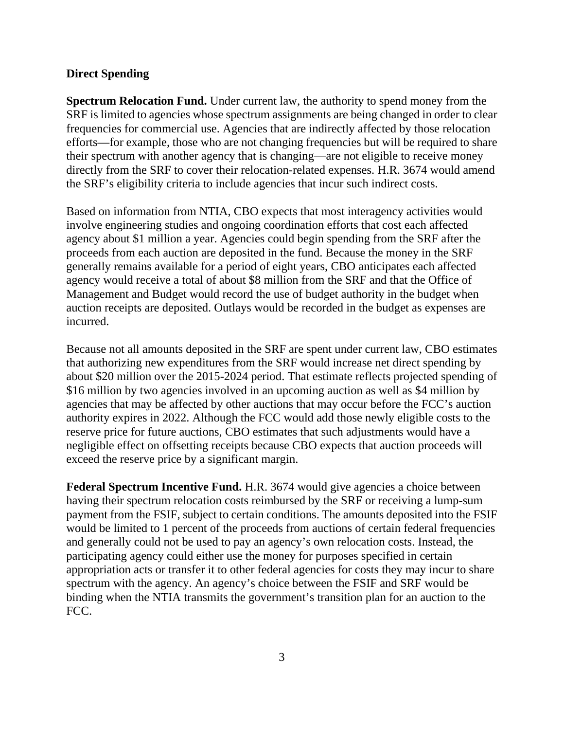**Direct Spending**

**Spectrum Relocation Fund.** Under current law, the authority to spend money from the SRF is limited to agencies whose spectrum assignments are being changed in order to clear frequencies for commercial use. Agencies that are indirectly affected by those relocation efforts—for example, those who are not changing frequencies but will be required to share their spectrum with another agency that is changing—are not eligible to receive money directly from the SRF to cover their relocation-related expenses. H.R. 3674 would amend the SRF's eligibility criteria to include agencies that incur such indirect costs.

Based on information from NTIA, CBO expects that most interagency activities would involve engineering studies and ongoing coordination efforts that cost each affected agency about $1 million a year. Agencies could begin spending from the SRF after the proceeds from each auction are deposited in the fund. Because the money in the SRF generally remains available for a period of eight years, CBO anticipates each affected agency would receive a total of about $8 million from the SRF and that the Office of Management and Budget would record the use of budget authority in the budget when auction receipts are deposited. Outlays would be recorded in the budget as expenses are incurred.

Because not all amounts deposited in the SRF are spent under current law, CBO estimates that authorizing new expenditures from the SRF would increase net direct spending by about $20 million over the 2015-2024 period. That estimate reflects projected spending of $16 million by two agencies involved in an upcoming auction as well as $4 million by agencies that may be affected by other auctions that may occur before the FCC's auction authority expires in 2022. Although the FCC would add those newly eligible costs to the reserve price for future auctions, CBO estimates that such adjustments would have a negligible effect on offsetting receipts because CBO expects that auction proceeds will exceed the reserve price by a significant margin.

**Federal Spectrum Incentive Fund.** H.R. 3674 would give agencies a choice between having their spectrum relocation costs reimbursed by the SRF or receiving a lump-sum payment from the FSIF, subject to certain conditions. The amounts deposited into the FSIF would be limited to 1 percent of the proceeds from auctions of certain federal frequencies and generally could not be used to pay an agency's own relocation costs. Instead, the participating agency could either use the money for purposes specified in certain appropriation acts or transfer it to other federal agencies for costs they may incur to share spectrum with the agency. An agency's choice between the FSIF and SRF would be binding when the NTIA transmits the government's transition plan for an auction to the FCC.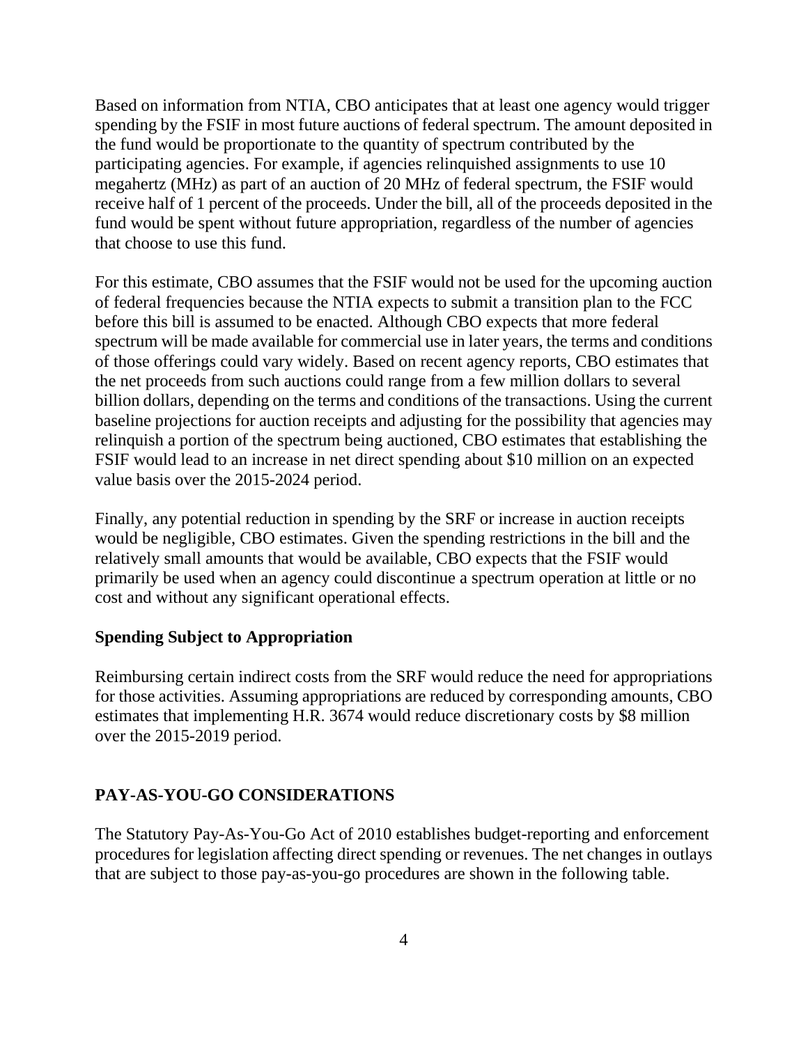Based on information from NTIA, CBO anticipates that at least one agency would trigger spending by the FSIF in most future auctions of federal spectrum. The amount deposited in the fund would be proportionate to the quantity of spectrum contributed by the participating agencies. For example, if agencies relinquished assignments to use 10 megahertz (MHz) as part of an auction of 20 MHz of federal spectrum, the FSIF would receive half of 1 percent of the proceeds. Under the bill, all of the proceeds deposited in the fund would be spent without future appropriation, regardless of the number of agencies that choose to use this fund.

For this estimate, CBO assumes that the FSIF would not be used for the upcoming auction of federal frequencies because the NTIA expects to submit a transition plan to the FCC before this bill is assumed to be enacted. Although CBO expects that more federal spectrum will be made available for commercial use in later years, the terms and conditions of those offerings could vary widely. Based on recent agency reports, CBO estimates that the net proceeds from such auctions could range from a few million dollars to several billion dollars, depending on the terms and conditions of the transactions. Using the current baseline projections for auction receipts and adjusting for the possibility that agencies may relinquish a portion of the spectrum being auctioned, CBO estimates that establishing the FSIF would lead to an increase in net direct spending about $10 million on an expected value basis over the 2015-2024 period.

Finally, any potential reduction in spending by the SRF or increase in auction receipts would be negligible, CBO estimates. Given the spending restrictions in the bill and the relatively small amounts that would be available, CBO expects that the FSIF would primarily be used when an agency could discontinue a spectrum operation at little or no cost and without any significant operational effects.

**Spending Subject to Appropriation**

Reimbursing certain indirect costs from the SRF would reduce the need for appropriations for those activities. Assuming appropriations are reduced by corresponding amounts, CBO estimates that implementing H.R. 3674 would reduce discretionary costs by $8 million over the 2015-2019 period.

## PAY-AS-YOU-GO CONSIDERATIONS

The Statutory Pay-As-You-Go Act of 2010 establishes budget-reporting and enforcement procedures for legislation affecting direct spending or revenues. The net changes in outlays that are subject to those pay-as-you-go procedures are shown in the following table.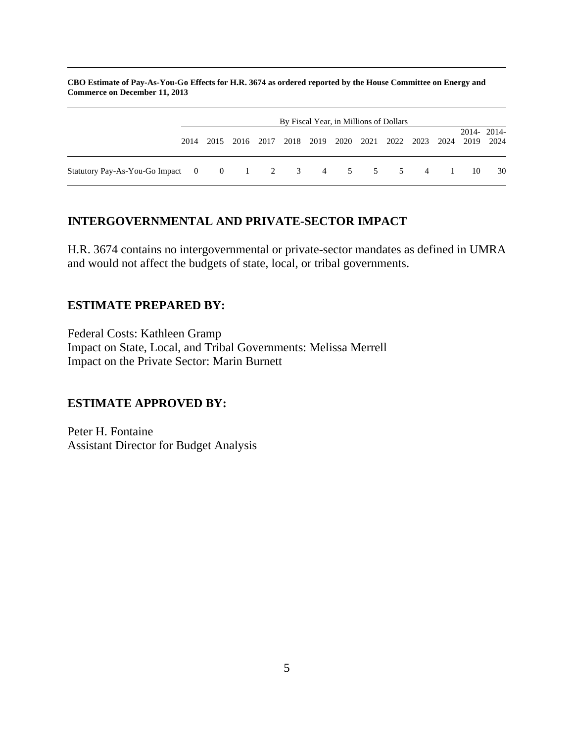**CBO Estimate of Pay-As-You-Go Effects for H.R. 3674 as ordered reported by the House Committee on Energy and Commerce on December 11, 2013**

| | By Fiscal Year, in Millions of Dollars | | | | | | | | | | | | |
|---|---|---|---|---|---|---|---|---|---|---|---|---|---|
| | 2014 | 2015 | 2016 | 2017 | 2018 | 2019 | 2020 | 2021 | 2022 | 2023 | 2024 | 2014-2019 | 2014-2024 |
| Statutory Pay-As-You-Go Impact | 0 | 0 | 1 | 2 | 3 | 4 | 5 | 5 | 5 | 4 | 1 | 10 | 30 |

## INTERGOVERNMENTAL AND PRIVATE-SECTOR IMPACT

H.R. 3674 contains no intergovernmental or private-sector mandates as defined in UMRA and would not affect the budgets of state, local, or tribal governments.

## ESTIMATE PREPARED BY:

Federal Costs: Kathleen Gramp
Impact on State, Local, and Tribal Governments: Melissa Merrell
Impact on the Private Sector: Marin Burnett

## ESTIMATE APPROVED BY:

Peter H. Fontaine
Assistant Director for Budget Analysis